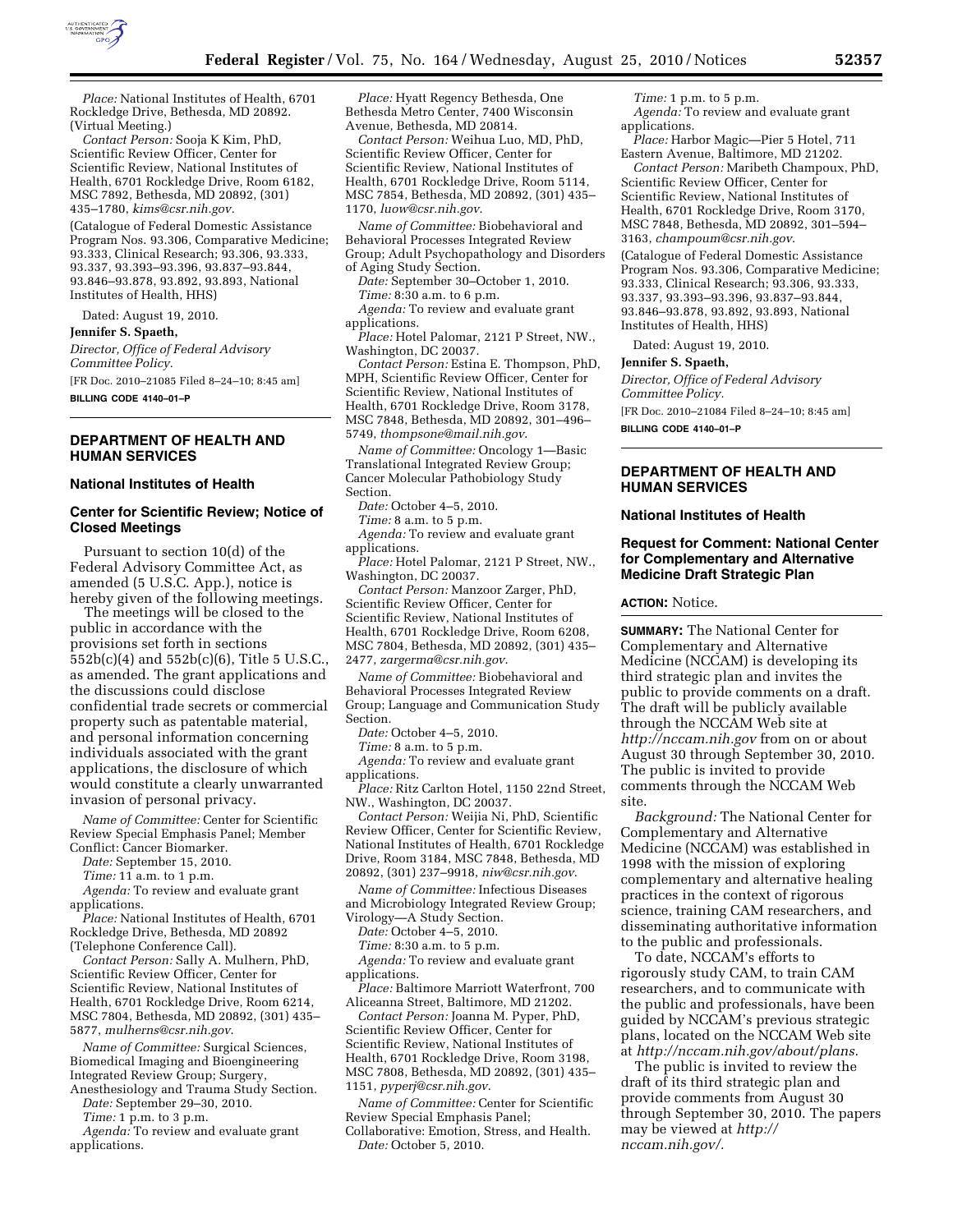*Place:* National Institutes of Health, 6701 Rockledge Drive, Bethesda, MD 20892. (Virtual Meeting.)

*Contact Person:* Sooja K Kim, PhD, Scientific Review Officer, Center for Scientific Review, National Institutes of Health, 6701 Rockledge Drive, Room 6182, MSC 7892, Bethesda, MD 20892, (301) 435–1780, *kims@csr.nih.gov*.

(Catalogue of Federal Domestic Assistance Program Nos. 93.306, Comparative Medicine; 93.333, Clinical Research; 93.306, 93.333, 93.337, 93.393–93.396, 93.837–93.844, 93.846–93.878, 93.892, 93.893, National Institutes of Health, HHS)

Dated: August 19, 2010.

**Jennifer S. Spaeth,**

*Director, Office of Federal Advisory Committee Policy.*

[FR Doc. 2010–21085 Filed 8–24–10; 8:45 am]

**BILLING CODE 4140–01–P**

---

## DEPARTMENT OF HEALTH AND HUMAN SERVICES

### National Institutes of Health

### Center for Scientific Review; Notice of Closed Meetings

Pursuant to section 10(d) of the Federal Advisory Committee Act, as amended (5 U.S.C. App.), notice is hereby given of the following meetings.

The meetings will be closed to the public in accordance with the provisions set forth in sections 552b(c)(4) and 552b(c)(6), Title 5 U.S.C., as amended. The grant applications and the discussions could disclose confidential trade secrets or commercial property such as patentable material, and personal information concerning individuals associated with the grant applications, the disclosure of which would constitute a clearly unwarranted invasion of personal privacy.

*Name of Committee:* Center for Scientific Review Special Emphasis Panel; Member Conflict: Cancer Biomarker.

*Date:* September 15, 2010.

*Time:* 11 a.m. to 1 p.m.

*Agenda:* To review and evaluate grant applications.

*Place:* National Institutes of Health, 6701 Rockledge Drive, Bethesda, MD 20892 (Telephone Conference Call).

*Contact Person:* Sally A. Mulhern, PhD, Scientific Review Officer, Center for Scientific Review, National Institutes of Health, 6701 Rockledge Drive, Room 6214, MSC 7804, Bethesda, MD 20892, (301) 435–5877, *mulherns@csr.nih.gov*.

*Name of Committee:* Surgical Sciences, Biomedical Imaging and Bioengineering Integrated Review Group; Surgery, Anesthesiology and Trauma Study Section.

*Date:* September 29–30, 2010.

*Time:* 1 p.m. to 3 p.m.

*Agenda:* To review and evaluate grant applications.

*Place:* Hyatt Regency Bethesda, One Bethesda Metro Center, 7400 Wisconsin Avenue, Bethesda, MD 20814.

*Contact Person:* Weihua Luo, MD, PhD, Scientific Review Officer, Center for Scientific Review, National Institutes of Health, 6701 Rockledge Drive, Room 5114, MSC 7854, Bethesda, MD 20892, (301) 435–1170, *luow@csr.nih.gov*.

*Name of Committee:* Biobehavioral and Behavioral Processes Integrated Review Group; Adult Psychopathology and Disorders of Aging Study Section.

*Date:* September 30–October 1, 2010.

*Time:* 8:30 a.m. to 6 p.m.

*Agenda:* To review and evaluate grant applications.

*Place:* Hotel Palomar, 2121 P Street, NW., Washington, DC 20037.

*Contact Person:* Estina E. Thompson, PhD, MPH, Scientific Review Officer, Center for Scientific Review, National Institutes of Health, 6701 Rockledge Drive, Room 3178, MSC 7848, Bethesda, MD 20892, 301–496–5749, *thompsone@mail.nih.gov*.

*Name of Committee:* Oncology 1—Basic Translational Integrated Review Group; Cancer Molecular Pathobiology Study Section.

*Date:* October 4–5, 2010.

*Time:* 8 a.m. to 5 p.m.

*Agenda:* To review and evaluate grant applications.

*Place:* Hotel Palomar, 2121 P Street, NW., Washington, DC 20037.

*Contact Person:* Manzoor Zarger, PhD, Scientific Review Officer, Center for Scientific Review, National Institutes of Health, 6701 Rockledge Drive, Room 6208, MSC 7804, Bethesda, MD 20892, (301) 435–2477, *zargerma@csr.nih.gov*.

*Name of Committee:* Biobehavioral and Behavioral Processes Integrated Review Group; Language and Communication Study Section.

*Date:* October 4–5, 2010.

*Time:* 8 a.m. to 5 p.m.

*Agenda:* To review and evaluate grant applications.

*Place:* Ritz Carlton Hotel, 1150 22nd Street, NW., Washington, DC 20037.

*Contact Person:* Weijia Ni, PhD, Scientific Review Officer, Center for Scientific Review, National Institutes of Health, 6701 Rockledge Drive, Room 3184, MSC 7848, Bethesda, MD 20892, (301) 237–9918, *niw@csr.nih.gov*.

*Name of Committee:* Infectious Diseases and Microbiology Integrated Review Group; Virology—A Study Section.

*Date:* October 4–5, 2010.

*Time:* 8:30 a.m. to 5 p.m.

*Agenda:* To review and evaluate grant applications.

*Place:* Baltimore Marriott Waterfront, 700 Aliceanna Street, Baltimore, MD 21202.

*Contact Person:* Joanna M. Pyper, PhD, Scientific Review Officer, Center for Scientific Review, National Institutes of Health, 6701 Rockledge Drive, Room 3198, MSC 7808, Bethesda, MD 20892, (301) 435–1151, *pyperj@csr.nih.gov*.

*Name of Committee:* Center for Scientific Review Special Emphasis Panel; Collaborative: Emotion, Stress, and Health.

*Date:* October 5, 2010.

*Time:* 1 p.m. to 5 p.m.

*Agenda:* To review and evaluate grant applications.

*Place:* Harbor Magic—Pier 5 Hotel, 711 Eastern Avenue, Baltimore, MD 21202.

*Contact Person:* Maribeth Champoux, PhD, Scientific Review Officer, Center for Scientific Review, National Institutes of Health, 6701 Rockledge Drive, Room 3170, MSC 7848, Bethesda, MD 20892, 301–594–3163, *champoum@csr.nih.gov*.

(Catalogue of Federal Domestic Assistance Program Nos. 93.306, Comparative Medicine; 93.333, Clinical Research; 93.306, 93.333, 93.337, 93.393–93.396, 93.837–93.844, 93.846–93.878, 93.892, 93.893, National Institutes of Health, HHS)

Dated: August 19, 2010.

**Jennifer S. Spaeth,**

*Director, Office of Federal Advisory Committee Policy.*

[FR Doc. 2010–21084 Filed 8–24–10; 8:45 am]

**BILLING CODE 4140–01–P**

---

## DEPARTMENT OF HEALTH AND HUMAN SERVICES

### National Institutes of Health

### Request for Comment: National Center for Complementary and Alternative Medicine Draft Strategic Plan

**ACTION:** Notice.

**SUMMARY:** The National Center for Complementary and Alternative Medicine (NCCAM) is developing its third strategic plan and invites the public to provide comments on a draft. The draft will be publicly available through the NCCAM Web site at *http://nccam.nih.gov* from on or about August 30 through September 30, 2010. The public is invited to provide comments through the NCCAM Web site.

*Background:* The National Center for Complementary and Alternative Medicine (NCCAM) was established in 1998 with the mission of exploring complementary and alternative healing practices in the context of rigorous science, training CAM researchers, and disseminating authoritative information to the public and professionals.

To date, NCCAM's efforts to rigorously study CAM, to train CAM researchers, and to communicate with the public and professionals, have been guided by NCCAM's previous strategic plans, located on the NCCAM Web site at *http://nccam.nih.gov/about/plans.*

The public is invited to review the draft of its third strategic plan and provide comments from August 30 through September 30, 2010. The papers may be viewed at *http://nccam.nih.gov/.*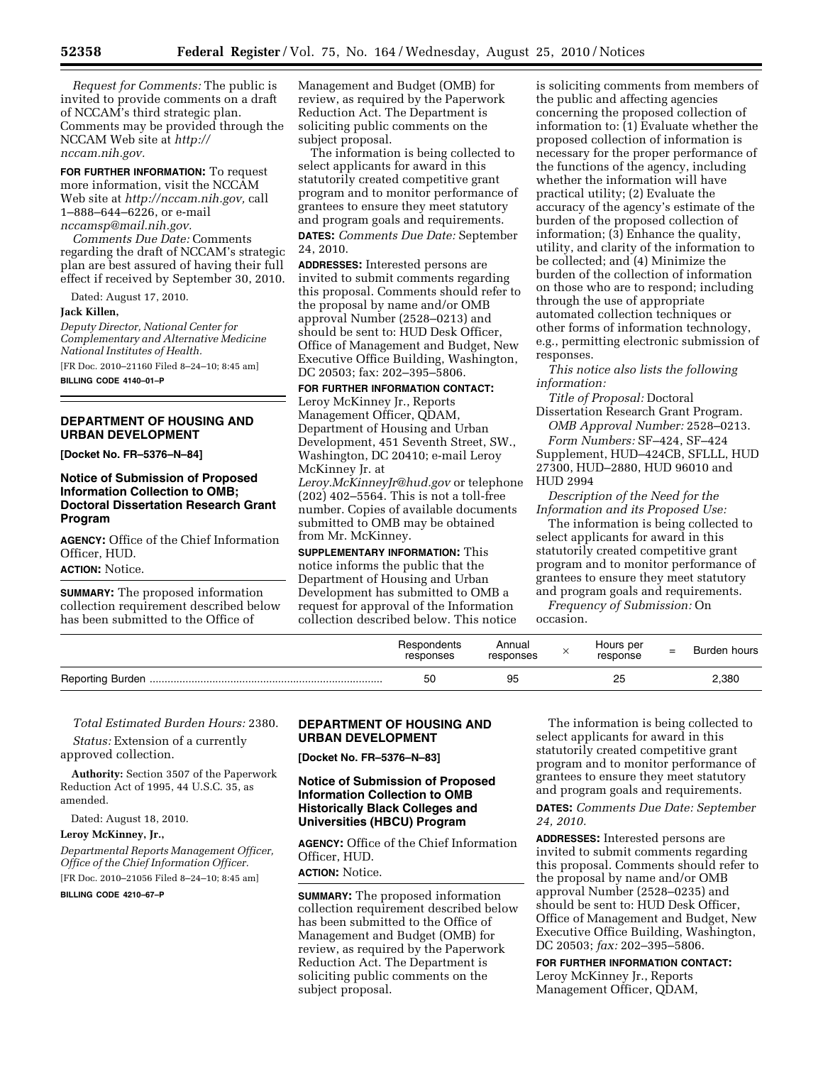*Request for Comments:* The public is invited to provide comments on a draft of NCCAM's third strategic plan. Comments may be provided through the NCCAM Web site at *http://nccam.nih.gov.*

**FOR FURTHER INFORMATION:** To request more information, visit the NCCAM Web site at *http://nccam.nih.gov,* call 1–888–644–6226, or e-mail *nccamsp@mail.nih.gov.*

*Comments Due Date:* Comments regarding the draft of NCCAM's strategic plan are best assured of having their full effect if received by September 30, 2010.

Dated: August 17, 2010.

**Jack Killen,**

*Deputy Director, National Center for Complementary and Alternative Medicine National Institutes of Health.*

[FR Doc. 2010–21160 Filed 8–24–10; 8:45 am]

**BILLING CODE 4140–01–P**

## DEPARTMENT OF HOUSING AND URBAN DEVELOPMENT

**[Docket No. FR–5376–N–84]**

### Notice of Submission of Proposed Information Collection to OMB; Doctoral Dissertation Research Grant Program

**AGENCY:** Office of the Chief Information Officer, HUD.

**ACTION:** Notice.

**SUMMARY:** The proposed information collection requirement described below has been submitted to the Office of Management and Budget (OMB) for review, as required by the Paperwork Reduction Act. The Department is soliciting public comments on the subject proposal.

The information is being collected to select applicants for award in this statutorily created competitive grant program and to monitor performance of grantees to ensure they meet statutory and program goals and requirements.

**DATES:** *Comments Due Date:* September 24, 2010.

**ADDRESSES:** Interested persons are invited to submit comments regarding this proposal. Comments should refer to the proposal by name and/or OMB approval Number (2528–0213) and should be sent to: HUD Desk Officer, Office of Management and Budget, New Executive Office Building, Washington, DC 20503; fax: 202–395–5806.

**FOR FURTHER INFORMATION CONTACT:** Leroy McKinney Jr., Reports Management Officer, QDAM, Department of Housing and Urban Development, 451 Seventh Street, SW., Washington, DC 20410; e-mail Leroy McKinney Jr. at *Leroy.McKinneyJr@hud.gov* or telephone (202) 402–5564. This is not a toll-free number. Copies of available documents submitted to OMB may be obtained from Mr. McKinney.

**SUPPLEMENTARY INFORMATION:** This notice informs the public that the Department of Housing and Urban Development has submitted to OMB a request for approval of the Information collection described below. This notice is soliciting comments from members of the public and affecting agencies concerning the proposed collection of information to: (1) Evaluate whether the proposed collection of information is necessary for the proper performance of the functions of the agency, including whether the information will have practical utility; (2) Evaluate the accuracy of the agency's estimate of the burden of the proposed collection of information; (3) Enhance the quality, utility, and clarity of the information to be collected; and (4) Minimize the burden of the collection of information on those who are to respond; including through the use of appropriate automated collection techniques or other forms of information technology, e.g., permitting electronic submission of responses.

*This notice also lists the following information:*

*Title of Proposal:* Doctoral Dissertation Research Grant Program.

*OMB Approval Number:* 2528–0213.

*Form Numbers:* SF–424, SF–424 Supplement, HUD–424CB, SFLLL, HUD 27300, HUD–2880, HUD 96010 and HUD 2994

*Description of the Need for the Information and its Proposed Use:*

The information is being collected to select applicants for award in this statutorily created competitive grant program and to monitor performance of grantees to ensure they meet statutory and program goals and requirements.

*Frequency of Submission:* On occasion.

| | Respondents responses | Annual responses | × | Hours per response | = | Burden hours |
|---|---|---|---|---|---|---|
| Reporting Burden | 50 | 95 | | 25 | | 2,380 |

*Total Estimated Burden Hours:* 2380.

*Status:* Extension of a currently approved collection.

**Authority:** Section 3507 of the Paperwork Reduction Act of 1995, 44 U.S.C. 35, as amended.

Dated: August 18, 2010.

**Leroy McKinney, Jr.,**

*Departmental Reports Management Officer, Office of the Chief Information Officer.*

[FR Doc. 2010–21056 Filed 8–24–10; 8:45 am]

**BILLING CODE 4210–67–P**

## DEPARTMENT OF HOUSING AND URBAN DEVELOPMENT

**[Docket No. FR–5376–N–83]**

### Notice of Submission of Proposed Information Collection to OMB Historically Black Colleges and Universities (HBCU) Program

**AGENCY:** Office of the Chief Information Officer, HUD.

**ACTION:** Notice.

**SUMMARY:** The proposed information collection requirement described below has been submitted to the Office of Management and Budget (OMB) for review, as required by the Paperwork Reduction Act. The Department is soliciting public comments on the subject proposal.

The information is being collected to select applicants for award in this statutorily created competitive grant program and to monitor performance of grantees to ensure they meet statutory and program goals and requirements.

**DATES:** *Comments Due Date: September 24, 2010.*

**ADDRESSES:** Interested persons are invited to submit comments regarding this proposal. Comments should refer to the proposal by name and/or OMB approval Number (2528–0235) and should be sent to: HUD Desk Officer, Office of Management and Budget, New Executive Office Building, Washington, DC 20503; *fax:* 202–395–5806.

**FOR FURTHER INFORMATION CONTACT:** Leroy McKinney Jr., Reports Management Officer, QDAM,